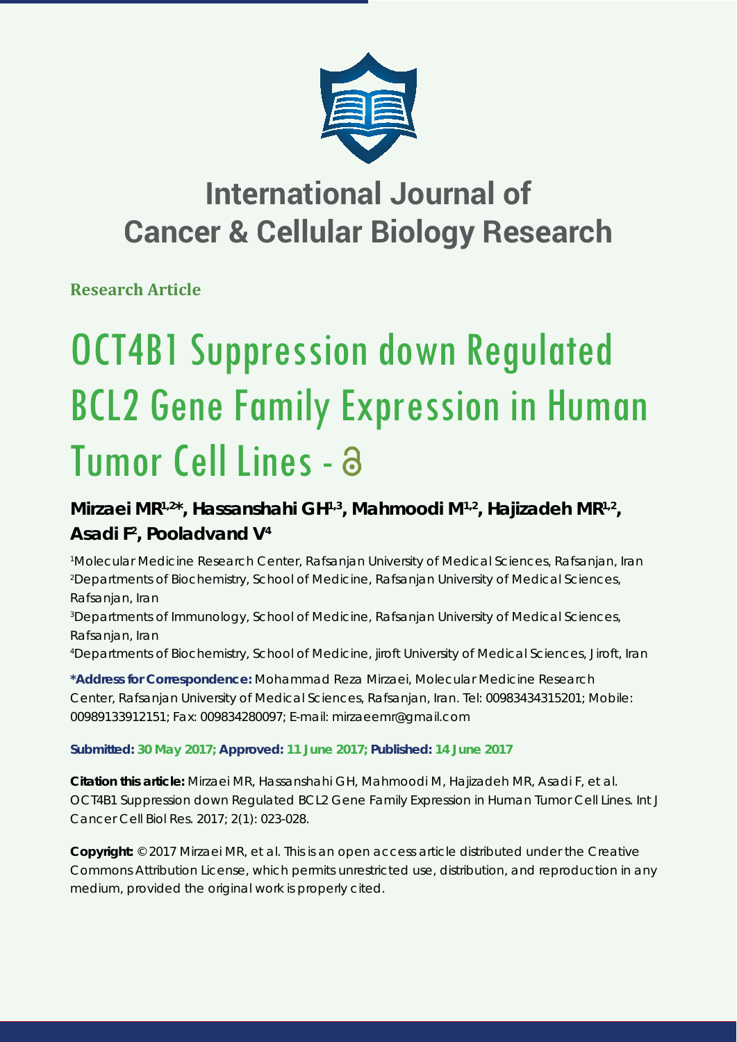# International Journal of Cancer & Cellular Biology Research

**Research Article**

# OCT4B1 Suppression down Regulated BCL2 Gene Family Expression in Human Tumor Cell Lines

**Mirzaei MR[1,2]*, Hassanshahi GH[1,3], Mahmoodi M[1,2], Hajizadeh MR[1,2], Asadi F[2], Pooladvand V[4]**

[1]Molecular Medicine Research Center, Rafsanjan University of Medical Sciences, Rafsanjan, Iran
[2]Departments of Biochemistry, School of Medicine, Rafsanjan University of Medical Sciences, Rafsanjan, Iran
[3]Departments of Immunology, School of Medicine, Rafsanjan University of Medical Sciences, Rafsanjan, Iran
[4]Departments of Biochemistry, School of Medicine, jiroft University of Medical Sciences, Jiroft, Iran

**\*Address for Correspondence:** Mohammad Reza Mirzaei, Molecular Medicine Research Center, Rafsanjan University of Medical Sciences, Rafsanjan, Iran. Tel: 00983434315201; Mobile: 00989133912151; Fax: 009834280097; E-mail: mirzaeemr@gmail.com

**Submitted: 30 May 2017; Approved: 11 June 2017; Published: 14 June 2017**

**Citation this article:** Mirzaei MR, Hassanshahi GH, Mahmoodi M, Hajizadeh MR, Asadi F, et al. OCT4B1 Suppression down Regulated BCL2 Gene Family Expression in Human Tumor Cell Lines. Int J Cancer Cell Biol Res. 2017; 2(1): 023-028.

**Copyright:** © 2017 Mirzaei MR, et al. This is an open access article distributed under the Creative Commons Attribution License, which permits unrestricted use, distribution, and reproduction in any medium, provided the original work is properly cited.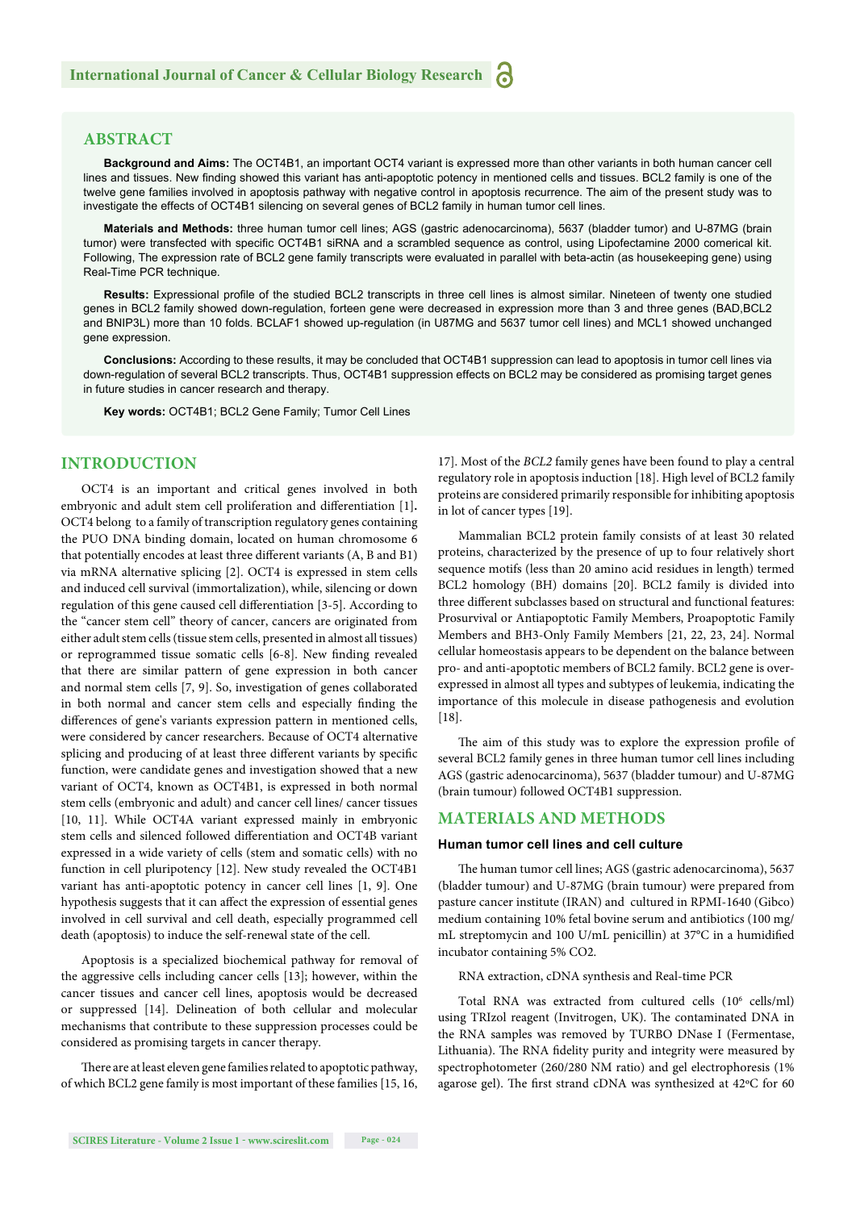## ABSTRACT

**Background and Aims:** The OCT4B1, an important OCT4 variant is expressed more than other variants in both human cancer cell lines and tissues. New finding showed this variant has anti-apoptotic potency in mentioned cells and tissues. BCL2 family is one of the twelve gene families involved in apoptosis pathway with negative control in apoptosis recurrence. The aim of the present study was to investigate the effects of OCT4B1 silencing on several genes of BCL2 family in human tumor cell lines.

**Materials and Methods:** three human tumor cell lines; AGS (gastric adenocarcinoma), 5637 (bladder tumor) and U-87MG (brain tumor) were transfected with specific OCT4B1 siRNA and a scrambled sequence as control, using Lipofectamine 2000 comerical kit. Following, The expression rate of BCL2 gene family transcripts were evaluated in parallel with beta-actin (as housekeeping gene) using Real-Time PCR technique.

**Results:** Expressional profile of the studied BCL2 transcripts in three cell lines is almost similar. Nineteen of twenty one studied genes in BCL2 family showed down-regulation, forteen gene were decreased in expression more than 3 and three genes (BAD,BCL2 and BNIP3L) more than 10 folds. BCLAF1 showed up-regulation (in U87MG and 5637 tumor cell lines) and MCL1 showed unchanged gene expression.

**Conclusions:** According to these results, it may be concluded that OCT4B1 suppression can lead to apoptosis in tumor cell lines via down-regulation of several BCL2 transcripts. Thus, OCT4B1 suppression effects on BCL2 may be considered as promising target genes in future studies in cancer research and therapy.

**Key words:** OCT4B1; BCL2 Gene Family; Tumor Cell Lines

## INTRODUCTION

OCT4 is an important and critical genes involved in both embryonic and adult stem cell proliferation and differentiation [1]. OCT4 belong to a family of transcription regulatory genes containing the PUO DNA binding domain, located on human chromosome 6 that potentially encodes at least three different variants (A, B and B1) via mRNA alternative splicing [2]. OCT4 is expressed in stem cells and induced cell survival (immortalization), while, silencing or down regulation of this gene caused cell differentiation [3-5]. According to the "cancer stem cell" theory of cancer, cancers are originated from either adult stem cells (tissue stem cells, presented in almost all tissues) or reprogrammed tissue somatic cells [6-8]. New finding revealed that there are similar pattern of gene expression in both cancer and normal stem cells [7, 9]. So, investigation of genes collaborated in both normal and cancer stem cells and especially finding the differences of gene's variants expression pattern in mentioned cells, were considered by cancer researchers. Because of OCT4 alternative splicing and producing of at least three different variants by specific function, were candidate genes and investigation showed that a new variant of OCT4, known as OCT4B1, is expressed in both normal stem cells (embryonic and adult) and cancer cell lines/ cancer tissues [10, 11]. While OCT4A variant expressed mainly in embryonic stem cells and silenced followed differentiation and OCT4B variant expressed in a wide variety of cells (stem and somatic cells) with no function in cell pluripotency [12]. New study revealed the OCT4B1 variant has anti-apoptotic potency in cancer cell lines [1, 9]. One hypothesis suggests that it can affect the expression of essential genes involved in cell survival and cell death, especially programmed cell death (apoptosis) to induce the self-renewal state of the cell.

Apoptosis is a specialized biochemical pathway for removal of the aggressive cells including cancer cells [13]; however, within the cancer tissues and cancer cell lines, apoptosis would be decreased or suppressed [14]. Delineation of both cellular and molecular mechanisms that contribute to these suppression processes could be considered as promising targets in cancer therapy.

There are at least eleven gene families related to apoptotic pathway, of which BCL2 gene family is most important of these families [15, 16, 17]. Most of the *BCL2* family genes have been found to play a central regulatory role in apoptosis induction [18]. High level of BCL2 family proteins are considered primarily responsible for inhibiting apoptosis in lot of cancer types [19].

Mammalian BCL2 protein family consists of at least 30 related proteins, characterized by the presence of up to four relatively short sequence motifs (less than 20 amino acid residues in length) termed BCL2 homology (BH) domains [20]. BCL2 family is divided into three different subclasses based on structural and functional features: Prosurvival or Antiapoptotic Family Members, Proapoptotic Family Members and BH3-Only Family Members [21, 22, 23, 24]. Normal cellular homeostasis appears to be dependent on the balance between pro- and anti-apoptotic members of BCL2 family. BCL2 gene is over-expressed in almost all types and subtypes of leukemia, indicating the importance of this molecule in disease pathogenesis and evolution [18].

The aim of this study was to explore the expression profile of several BCL2 family genes in three human tumor cell lines including AGS (gastric adenocarcinoma), 5637 (bladder tumour) and U-87MG (brain tumour) followed OCT4B1 suppression.

## MATERIALS AND METHODS

### Human tumor cell lines and cell culture

The human tumor cell lines; AGS (gastric adenocarcinoma), 5637 (bladder tumour) and U-87MG (brain tumour) were prepared from pasture cancer institute (IRAN) and cultured in RPMI-1640 (Gibco) medium containing 10% fetal bovine serum and antibiotics (100 mg/mL streptomycin and 100 U/mL penicillin) at 37°C in a humidified incubator containing 5% $CO_2$.

RNA extraction, cDNA synthesis and Real-time PCR

Total RNA was extracted from cultured cells ($10^6$ cells/ml) using TRIzol reagent (Invitrogen, UK). The contaminated DNA in the RNA samples was removed by TURBO DNase I (Fermentase, Lithuania). The RNA fidelity purity and integrity were measured by spectrophotometer (260/280 NM ratio) and gel electrophoresis (1% agarose gel). The first strand cDNA was synthesized at 42ºC for 60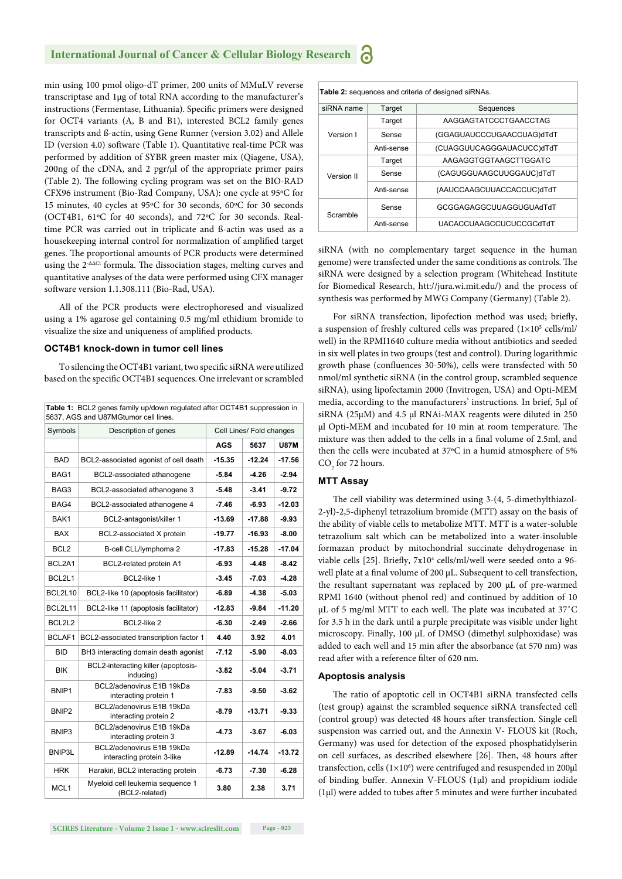min using 100 pmol oligo-dT primer, 200 units of MMuLV reverse transcriptase and 1μg of total RNA according to the manufacturer's instructions (Fermentase, Lithuania). Specific primers were designed for OCT4 variants (A, B and B1), interested BCL2 family genes transcripts and ß-actin, using Gene Runner (version 3.02) and Allele ID (version 4.0) software (Table 1). Quantitative real-time PCR was performed by addition of SYBR green master mix (Qiagene, USA), 200ng of the cDNA, and 2 pgr/μl of the appropriate primer pairs (Table 2). The following cycling program was set on the BIO-RAD CFX96 instrument (Bio-Rad Company, USA): one cycle at 95ºC for 15 minutes, 40 cycles at 95ºC for 30 seconds, 60ºC for 30 seconds (OCT4B1, 61ºC for 40 seconds), and 72ºC for 30 seconds. Real-time PCR was carried out in triplicate and ß-actin was used as a housekeeping internal control for normalization of amplified target genes. The proportional amounts of PCR products were determined using the $2^{-\Delta\Delta Ct}$ formula. The dissociation stages, melting curves and quantitative analyses of the data were performed using CFX manager software version 1.1.308.111 (Bio-Rad, USA).

All of the PCR products were electrophoresed and visualized using a 1% agarose gel containing 0.5 mg/ml ethidium bromide to visualize the size and uniqueness of amplified products.

### OCT4B1 knock-down in tumor cell lines

To silencing the OCT4B1 variant, two specific siRNA were utilized based on the specific OCT4B1 sequences. One irrelevant or scrambled siRNA (with no complementary target sequence in the human genome) were transfected under the same conditions as controls. The siRNA were designed by a selection program (Whitehead Institute for Biomedical Research, htt://jura.wi.mit.edu/) and the process of synthesis was performed by MWG Company (Germany) (Table 2).

**Table 1:** BCL2 genes family up/down regulated after OCT4B1 suppression in 5637, AGS and U87MGtumor cell lines.

| Symbols | Description of genes | Cell Lines/ Fold changes | | |
|---|---|---|---|---|
| | | AGS | 5637 | U87M |
| BAD | BCL2-associated agonist of cell death | -15.35 | -12.24 | -17.56 |
| BAG1 | BCL2-associated athanogene | -5.84 | -4.26 | -2.94 |
| BAG3 | BCL2-associated athanogene 3 | -5.48 | -3.41 | -9.72 |
| BAG4 | BCL2-associated athanogene 4 | -7.46 | -6.93 | -12.03 |
| BAK1 | BCL2-antagonist/killer 1 | -13.69 | -17.88 | -9.93 |
| BAX | BCL2-associated X protein | -19.77 | -16.93 | -8.00 |
| BCL2 | B-cell CLL/lymphoma 2 | -17.83 | -15.28 | -17.04 |
| BCL2A1 | BCL2-related protein A1 | -6.93 | -4.48 | -8.42 |
| BCL2L1 | BCL2-like 1 | -3.45 | -7.03 | -4.28 |
| BCL2L10 | BCL2-like 10 (apoptosis facilitator) | -6.89 | -4.38 | -5.03 |
| BCL2L11 | BCL2-like 11 (apoptosis facilitator) | -12.83 | -9.84 | -11.20 |
| BCL2L2 | BCL2-like 2 | -6.30 | -2.49 | -2.66 |
| BCLAF1 | BCL2-associated transcription factor 1 | 4.40 | 3.92 | 4.01 |
| BID | BH3 interacting domain death agonist | -7.12 | -5.90 | -8.03 |
| BIK | BCL2-interacting killer (apoptosis-inducing) | -3.82 | -5.04 | -3.71 |
| BNIP1 | BCL2/adenovirus E1B 19kDa interacting protein 1 | -7.83 | -9.50 | -3.62 |
| BNIP2 | BCL2/adenovirus E1B 19kDa interacting protein 2 | -8.79 | -13.71 | -9.33 |
| BNIP3 | BCL2/adenovirus E1B 19kDa interacting protein 3 | -4.73 | -3.67 | -6.03 |
| BNIP3L | BCL2/adenovirus E1B 19kDa interacting protein 3-like | -12.89 | -14.74 | -13.72 |
| HRK | Harakiri, BCL2 interacting protein | -6.73 | -7.30 | -6.28 |
| MCL1 | Myeloid cell leukemia sequence 1 (BCL2-related) | 3.80 | 2.38 | 3.71 |

**Table 2:** sequences and criteria of designed siRNAs.

| siRNA name | Target | Sequences |
|---|---|---|
| Version I | Target | AAGGAGTATCCCTGAACCTAG |
| | Sense | (GGAGUAUCCCUGAACCUAG)dTdT |
| | Anti-sense | (CUAGGUUCAGGGAUACUCC)dTdT |
| Version II | Target | AAGAGGTGGTAAGCTTGGATC |
| | Sense | (CAGUGGUAAGCUUGGAUC)dTdT |
| | Anti-sense | (AAUCCAAGCUUACCACCUC)dTdT |
| Scramble | Sense | GCGGAGAGGCUUAGGUGUAdTdT |
| | Anti-sense | UACACCUAAGCCUCUCCGCdTdT |

For siRNA transfection, lipofection method was used; briefly, a suspension of freshly cultured cells was prepared ($1\times10^5$ cells/ml/well) in the RPMI1640 culture media without antibiotics and seeded in six well plates in two groups (test and control). During logarithmic growth phase (confluences 30-50%), cells were transfected with 50 nmol/ml synthetic siRNA (in the control group, scrambled sequence siRNA), using lipofectamin 2000 (Invitrogen, USA) and Opti-MEM media, according to the manufacturers' instructions. In brief, 5μl of siRNA (25μM) and 4.5 μl RNAi-MAX reagents were diluted in 250 μl Opti-MEM and incubated for 10 min at room temperature. The mixture was then added to the cells in a final volume of 2.5ml, and then the cells were incubated at 37ºC in a humid atmosphere of 5% $CO_2$ for 72 hours.

### MTT Assay

The cell viability was determined using 3-(4, 5-dimethylthiazol-2-yl)-2,5-diphenyl tetrazolium bromide (MTT) assay on the basis of the ability of viable cells to metabolize MTT. MTT is a water-soluble tetrazolium salt which can be metabolized into a water-insoluble formazan product by mitochondrial succinate dehydrogenase in viable cells [25]. Briefly, $7\times10^4$ cells/ml/well were seeded onto a 96-well plate at a final volume of 200 μL. Subsequent to cell transfection, the resultant supernatant was replaced by 200 μL of pre-warmed RPMI 1640 (without phenol red) and continued by addition of 10 μL of 5 mg/ml MTT to each well. The plate was incubated at 37˚C for 3.5 h in the dark until a purple precipitate was visible under light microscopy. Finally, 100 μL of DMSO (dimethyl sulphoxidase) was added to each well and 15 min after the absorbance (at 570 nm) was read after with a reference filter of 620 nm.

### Apoptosis analysis

The ratio of apoptotic cell in OCT4B1 siRNA transfected cells (test group) against the scrambled sequence siRNA transfected cell (control group) was detected 48 hours after transfection. Single cell suspension was carried out, and the Annexin V- FLOUS kit (Roch, Germany) was used for detection of the exposed phosphatidylserin on cell surfaces, as described elsewhere [26]. Then, 48 hours after transfection, cells ($1\times10^6$) were centrifuged and resuspended in 200μl of binding buffer. Annexin V-FLOUS (1μl) and propidium iodide (1μl) were added to tubes after 5 minutes and were further incubated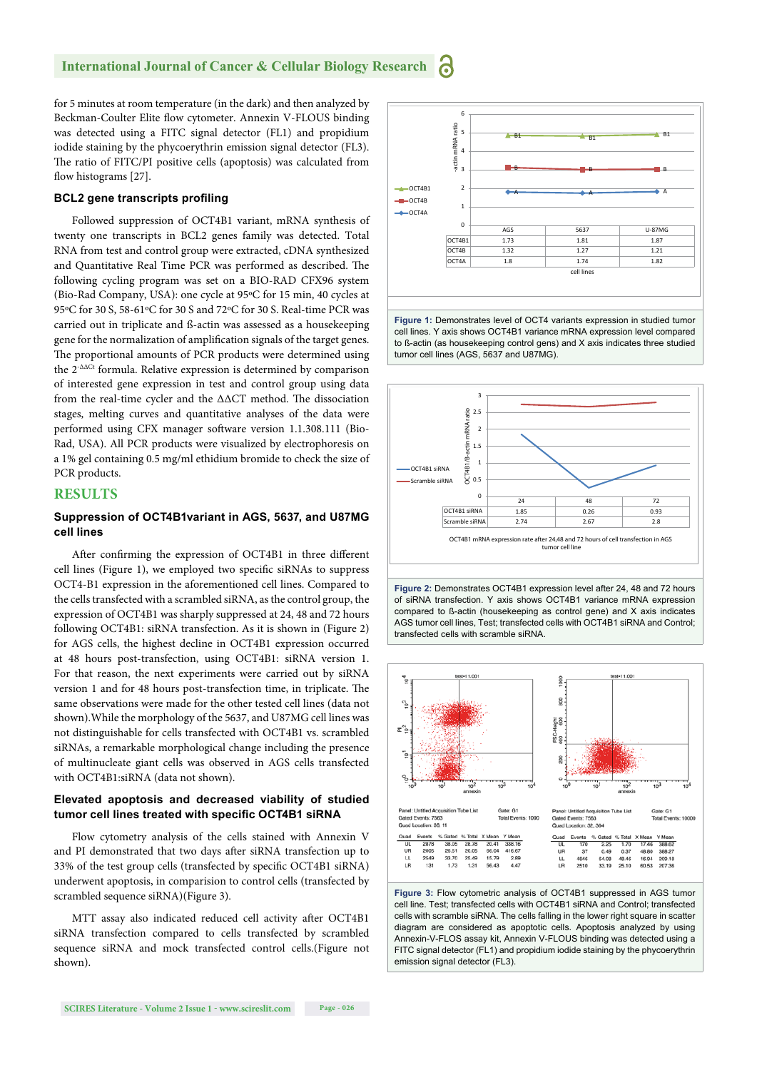for 5 minutes at room temperature (in the dark) and then analyzed by Beckman-Coulter Elite flow cytometer. Annexin V-FLOUS binding was detected using a FITC signal detector (FL1) and propidium iodide staining by the phycoerythrin emission signal detector (FL3). The ratio of FITC/PI positive cells (apoptosis) was calculated from flow histograms [27].

### BCL2 gene transcripts profiling

Followed suppression of OCT4B1 variant, mRNA synthesis of twenty one transcripts in BCL2 genes family was detected. Total RNA from test and control group were extracted, cDNA synthesized and Quantitative Real Time PCR was performed as described. The following cycling program was set on a BIO-RAD CFX96 system (Bio-Rad Company, USA): one cycle at 95ºC for 15 min, 40 cycles at 95ºC for 30 S, 58-61ºC for 30 S and 72ºC for 30 S. Real-time PCR was carried out in triplicate and ß-actin was assessed as a housekeeping gene for the normalization of amplification signals of the target genes. The proportional amounts of PCR products were determined using the $2^{-\Delta\Delta Ct}$ formula. Relative expression is determined by comparison of interested gene expression in test and control group using data from the real-time cycler and the ΔΔCT method. The dissociation stages, melting curves and quantitative analyses of the data were performed using CFX manager software version 1.1.308.111 (Bio-Rad, USA). All PCR products were visualized by electrophoresis on a 1% gel containing 0.5 mg/ml ethidium bromide to check the size of PCR products.

## RESULTS

### Suppression of OCT4B1variant in AGS, 5637, and U87MG cell lines

After confirming the expression of OCT4B1 in three different cell lines (Figure 1), we employed two specific siRNAs to suppress OCT4-B1 expression in the aforementioned cell lines. Compared to the cells transfected with a scrambled siRNA, as the control group, the expression of OCT4B1 was sharply suppressed at 24, 48 and 72 hours following OCT4B1: siRNA transfection. As it is shown in (Figure 2) for AGS cells, the highest decline in OCT4B1 expression occurred at 48 hours post-transfection, using OCT4B1: siRNA version 1. For that reason, the next experiments were carried out by siRNA version 1 and for 48 hours post-transfection time, in triplicate. The same observations were made for the other tested cell lines (data not shown).While the morphology of the 5637, and U87MG cell lines was not distinguishable for cells transfected with OCT4B1 vs. scrambled siRNAs, a remarkable morphological change including the presence of multinucleate giant cells was observed in AGS cells transfected with OCT4B1:siRNA (data not shown).

### Elevated apoptosis and decreased viability of studied tumor cell lines treated with specific OCT4B1 siRNA

Flow cytometry analysis of the cells stained with Annexin V and PI demonstrated that two days after siRNA transfection up to 33% of the test group cells (transfected by specific OCT4B1 siRNA) underwent apoptosis, in comparison to control cells (transfected by scrambled sequence siRNA)(Figure 3).

MTT assay also indicated reduced cell activity after OCT4B1 siRNA transfection compared to cells transfected by scrambled sequence siRNA and mock transfected control cells.(Figure not shown).

| | AGS | 5637 | U-87MG |
|---|---|---|---|
| OCT4B1 | 1.73 | 1.81 | 1.87 |
| OCT4B | 1.32 | 1.27 | 1.21 |
| OCT4A | 1.8 | 1.74 | 1.82 |

**Figure 1:** Demonstrates level of OCT4 variants expression in studied tumor cell lines. Y axis shows OCT4B1 variance mRNA expression level compared to ß-actin (as housekeeping control gens) and X axis indicates three studied tumor cell lines (AGS, 5637 and U87MG).

| | 24 | 48 | 72 |
|---|---|---|---|
| OCT4B1 siRNA | 1.85 | 0.26 | 0.93 |
| Scramble siRNA | 2.74 | 2.67 | 2.8 |

OCT4B1 mRNA expression rate after 24,48 and 72 hours of cell transfection in AGS tumor cell line

**Figure 2:** Demonstrates OCT4B1 expression level after 24, 48 and 72 hours of siRNA transfection. Y axis shows OCT4B1 variance mRNA expression level compared to ß-actin (housekeeping as control gene) and X axis indicates AGS tumor cell lines, Test; transfected cells with OCT4B1 siRNA and Control; transfected cells with scramble siRNA.

Panel: Untitled Acquisition Tube List; Gate: G1; Gated Events: 7563; Total Events: 1000; Quad Location: 38, 11

| Quad | Events | % Gated | % Total | X Mean | Y Mean |
|---|---|---|---|---|---|
| UL | 2878 | 38.05 | 28.78 | 20.41 | 336.16 |
| UR | 2005 | 26.51 | 20.05 | 96.04 | 416.67 |
| LL | 2549 | 33.70 | 25.49 | 15.79 | 2.69 |
| LR | 131 | 1.73 | 1.31 | 56.43 | 4.47 |

Panel: Untitled Acquisition Tube List; Gate: G1; Gated Events: 7563; Total Events: 10000; Quad Location: 32, 364

| Quad | Events | % Gated | % Total | X Mean | Y Mean |
|---|---|---|---|---|---|
| UL | 170 | 2.25 | 1.70 | 17.46 | 388.62 |
| UR | 37 | 0.49 | 0.37 | 48.89 | 388.27 |
| LL | 4846 | 64.08 | 48.46 | 16.04 | 209.18 |
| LR | 2510 | 33.19 | 25.10 | 60.53 | 207.36 |

**Figure 3:** Flow cytometric analysis of OCT4B1 suppressed in AGS tumor cell line. Test; transfected cells with OCT4B1 siRNA and Control; transfected cells with scramble siRNA. The cells falling in the lower right square in scatter diagram are considered as apoptotic cells. Apoptosis analyzed by using Annexin-V-FLOS assay kit, Annexin V-FLOUS binding was detected using a FITC signal detector (FL1) and propidium iodide staining by the phycoerythrin emission signal detector (FL3).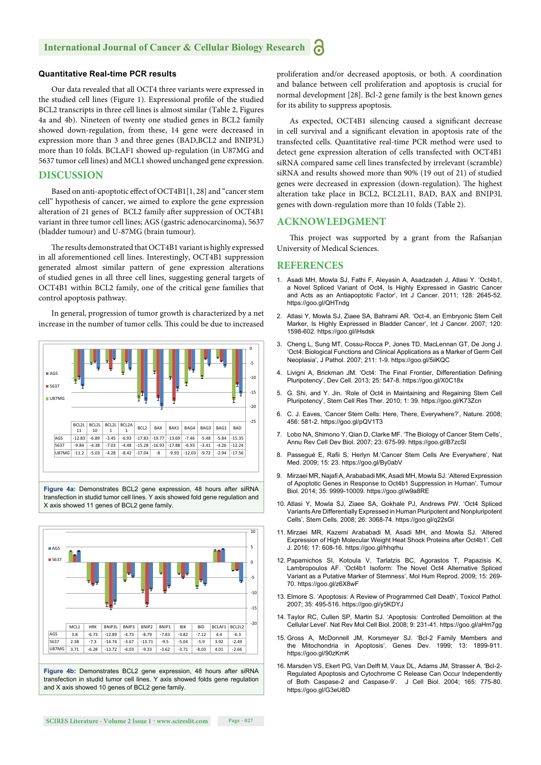### Quantitative Real-time PCR results

Our data revealed that all OCT4 three variants were expressed in the studied cell lines (Figure 1). Expressional profile of the studied BCL2 transcripts in three cell lines is almost similar (Table 2, Figures 4a and 4b). Nineteen of twenty one studied genes in BCL2 family showed down-regulation, from these, 14 gene were decreased in expression more than 3 and three genes (BAD,BCL2 and BNIP3L) more than 10 folds. BCLAF1 showed up-regulation (in U87MG and 5637 tumor cell lines) and MCL1 showed unchanged gene expression.

## DISCUSSION

Based on anti-apoptotic effect of OCT4B1[1, 28] and "cancer stem cell" hypothesis of cancer, we aimed to explore the gene expression alteration of 21 genes of BCL2 family after suppression of OCT4B1 variant in three tumor cell lines; AGS (gastric adenocarcinoma), 5637 (bladder tumour) and U-87MG (brain tumour).

The results demonstrated that OCT4B1 variant is highly expressed in all aforementioned cell lines. Interestingly, OCT4B1 suppression generated almost similar pattern of gene expression alterations of studied genes in all three cell lines, suggesting general targets of OCT4B1 within BCL2 family, one of the critical gene families that control apoptosis pathway.

In general, progression of tumor growth is characterized by a net increase in the number of tumor cells. This could be due to increased proliferation and/or decreased apoptosis, or both. A coordination and balance between cell proliferation and apoptosis is crucial for normal development [28]. Bcl-2 gene family is the best known genes for its ability to suppress apoptosis.

| | BCL2L11 | BCL2L10 | BCL2L1 | BCL2A1 | BCL2 | BAX | BAK1 | BAG4 | BAG3 | BAG1 | BAD |
|---|---|---|---|---|---|---|---|---|---|---|---|
| AGS | -12.83 | -6.89 | -3.45 | -6.93 | -17.83 | -19.77 | -13.69 | -7.46 | -5.48 | -5.84 | -15.35 |
| 5637 | -9.84 | -4.38 | -7.03 | -4.48 | -15.28 | -16.93 | -17.88 | -6.93 | -3.41 | -4.26 | -12.24 |
| U87MG | -11.2 | -5.03 | -4.28 | -8.42 | -17.04 | -8 | -9.93 | -12.03 | -9.72 | -2.94 | -17.56 |

**Figure 4a:** Demonstrates BCL2 gene expression, 48 hours after siRNA transfection in studid tumor cell lines. Y axis showed fold gene regulation and X axis showed 11 genes of BCL2 gene family.

| | MCL1 | HRK | BNIP3L | BNIP3 | BNIP2 | BNIP1 | BIK | BID | BCLAF1 | BCL2L2 |
|---|---|---|---|---|---|---|---|---|---|---|
| AGS | 3.8 | -6.73 | -12.89 | -4.73 | -8.79 | -7.83 | -3.82 | -7.12 | 4.4 | -6.3 |
| 5637 | 2.38 | -7.3 | -14.74 | -3.67 | -13.71 | -9.5 | -5.04 | -5.9 | 3.92 | -2.49 |
| U87MG | 3.71 | -6.28 | -13.72 | -6.03 | -9.33 | -3.62 | -3.71 | -8.03 | 4.01 | -2.66 |

**Figure 4b:** Demonstrates BCL2 gene expression, 48 hours after siRNA transfection in studid tumor cell lines. Y axis showed folds gene regulation and X axis showed 10 genes of BCL2 gene family.

As expected, OCT4B1 silencing caused a significant decrease in cell survival and a significant elevation in apoptosis rate of the transfected cells. Quantitative real-time PCR method were used to detect gene expression alteration of cells transfected with OCT4B1 siRNA compared same cell lines transfected by irrelevant (scramble) siRNA and results showed more than 90% (19 out of 21) of studied genes were decreased in expression (down-regulation). The highest alteration take place in BCL2, BCL2L11, BAD, BAX and BNIP3L genes with down-regulation more than 10 folds (Table 2).

## ACKNOWLEDGMENT

This project was supported by a grant from the Rafsanjan University of Medical Sciences.

## REFERENCES

1. Asadi MH, Mowla SJ, Fathi F, Aleyasin A, Asadzadeh J, Atlasi Y. 'Oct4b1, a Novel Spliced Variant of Oct4, Is Highly Expressed in Gastric Cancer and Acts as an Antiapoptotic Factor', Int J Cancer. 2011; 128: 2645-52. https://goo.gl/QHTndg
2. Atlasi Y, Mowla SJ, Ziaee SA, Bahrami AR. 'Oct-4, an Embryonic Stem Cell Marker, Is Highly Expressed in Bladder Cancer', Int J Cancer. 2007; 120: 1598-602. https://goo.gl/iHsdsk
3. Cheng L, Sung MT, Cossu-Rocca P, Jones TD, MacLennan GT, De Jong J. 'Oct4: Biological Functions and Clinical Applications as a Marker of Germ Cell Neoplasia', J Pathol. 2007; 211: 1-9. https://goo.gl/5iiKQC
4. Livigni A, Brickman JM. 'Oct4: The Final Frontier, Differentiation Defining Pluripotency', Dev Cell. 2013; 25: 547-8. https://goo.gl/X0C18x
5. G. Shi, and Y. Jin. 'Role of Oct4 in Maintaining and Regaining Stem Cell Pluripotency', Stem Cell Res Ther. 2010; 1: 39. https://goo.gl/K73Zcn
6. C. J. Eaves, 'Cancer Stem Cells: Here, There, Everywhere?', Nature. 2008; 456: 581-2. https://goo.gl/pQV1T3
7. Lobo NA, Shimono Y, Qian D, Clarke MF. 'The Biology of Cancer Stem Cells', Annu Rev Cell Dev Biol. 2007; 23: 675-99. https://goo.gl/B7zcSl
8. Passegué E, Rafii S, Herlyn M.'Cancer Stem Cells Are Everywhere', Nat Med. 2009; 15: 23. https://goo.gl/By0abV
9. Mirzaei MR, Najafi A, Arababadi MK, Asadi MH, Mowla SJ. 'Altered Expression of Apoptotic Genes in Response to Oct4b1 Suppression in Human'. Tumour Biol. 2014; 35: 9999-10009. https://goo.gl/w9a8RE
10. Atlasi Y, Mowla SJ, Ziaee SA, Gokhale PJ, Andrews PW. 'Oct4 Spliced Variants Are Differentially Expressed in Human Pluripotent and Nonpluripotent Cells', Stem Cells. 2008; 26: 3068-74. https://goo.gl/q22sGl
11. Mirzaei MR, Kazemi Arababadi M, Asadi MH, and Mowla SJ. 'Altered Expression of High Molecular Weight Heat Shock Proteins after Oct4b1'. Cell J. 2016; 17: 608-16. https://goo.gl/hhqrhu
12. Papamichos SI, Kotoula V, Tarlatzis BC, Agorastos T, Papazisis K, Lambropoulos AF. 'Oct4b1 Isoform: The Novel Oct4 Alternative Spliced Variant as a Putative Marker of Stemness', Mol Hum Reprod. 2009; 15: 269-70. https://goo.gl/z6X8wF
13. Elmore S. 'Apoptosis: A Review of Programmed Cell Death', Toxicol Pathol. 2007; 35: 495-516. https://goo.gl/y5KDYJ
14. Taylor RC, Cullen SP, Martin SJ. 'Apoptosis: Controlled Demolition at the Cellular Level'. Nat Rev Mol Cell Biol. 2008; 9: 231-41. https://goo.gl/aHm7gg
15. Gross A, McDonnell JM, Korsmeyer SJ. 'Bcl-2 Family Members and the Mitochondria in Apoptosis', Genes Dev. 1999; 13: 1899-911. https://goo.gl/90zKmK
16. Marsden VS, Ekert PG, Van Delft M, Vaux DL, Adams JM, Strasser A. 'Bcl-2-Regulated Apoptosis and Cytochrome C Release Can Occur Independently of Both Caspase-2 and Caspase-9'. J Cell Biol. 2004; 165: 775-80. https://goo.gl/G3eU8D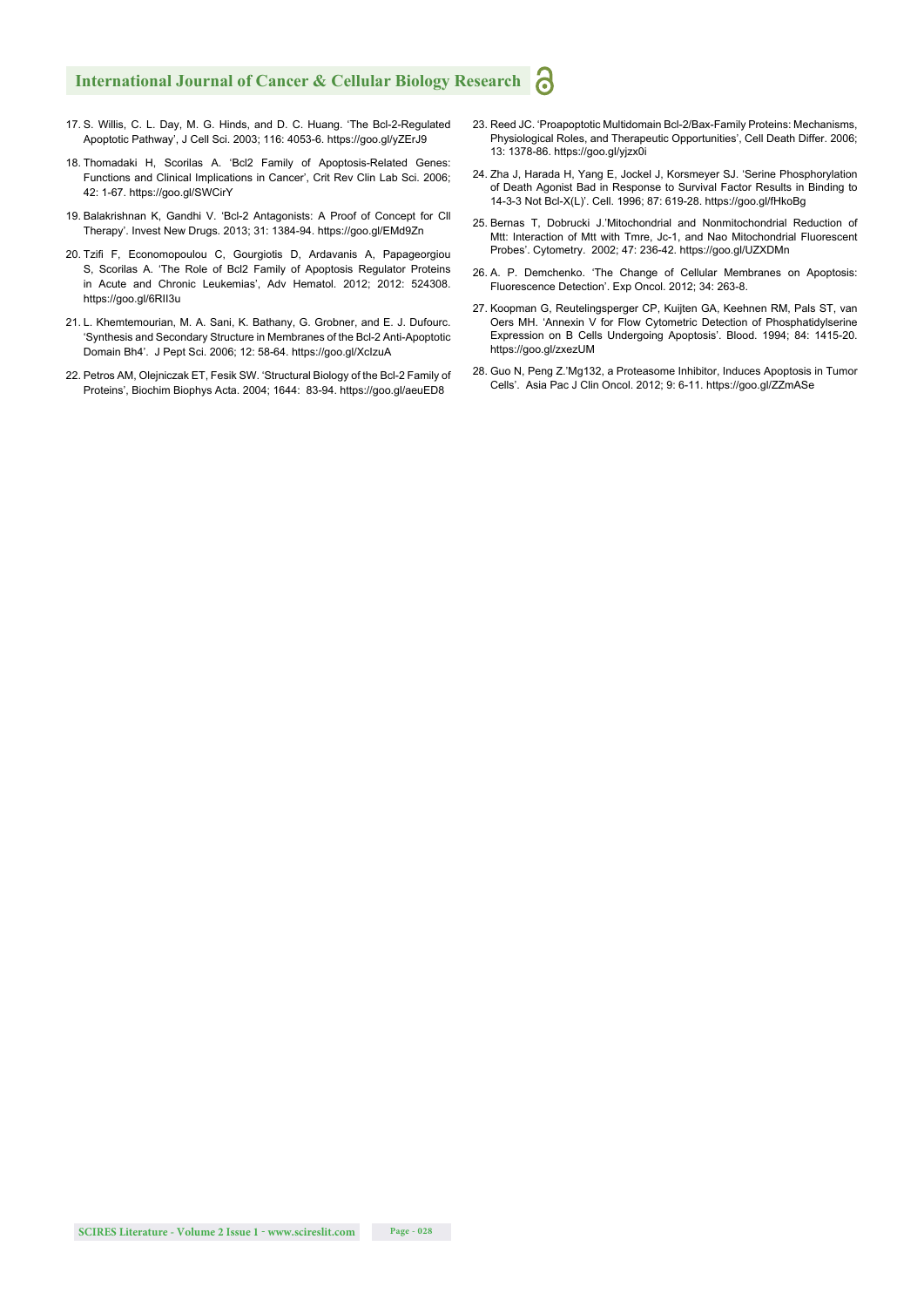17. S. Willis, C. L. Day, M. G. Hinds, and D. C. Huang. 'The Bcl-2-Regulated Apoptotic Pathway', J Cell Sci. 2003; 116: 4053-6. https://goo.gl/yZErJ9

18. Thomadaki H, Scorilas A. 'Bcl2 Family of Apoptosis-Related Genes: Functions and Clinical Implications in Cancer', Crit Rev Clin Lab Sci. 2006; 42: 1-67. https://goo.gl/SWCirY

19. Balakrishnan K, Gandhi V. 'Bcl-2 Antagonists: A Proof of Concept for Cll Therapy'. Invest New Drugs. 2013; 31: 1384-94. https://goo.gl/EMd9Zn

20. Tzifi F, Economopoulou C, Gourgiotis D, Ardavanis A, Papageorgiou S, Scorilas A. 'The Role of Bcl2 Family of Apoptosis Regulator Proteins in Acute and Chronic Leukemias', Adv Hematol. 2012; 2012: 524308. https://goo.gl/6RlI3u

21. L. Khemtemourian, M. A. Sani, K. Bathany, G. Grobner, and E. J. Dufourc. 'Synthesis and Secondary Structure in Membranes of the Bcl-2 Anti-Apoptotic Domain Bh4'. J Pept Sci. 2006; 12: 58-64. https://goo.gl/XcIzuA

22. Petros AM, Olejniczak ET, Fesik SW. 'Structural Biology of the Bcl-2 Family of Proteins', Biochim Biophys Acta. 2004; 1644: 83-94. https://goo.gl/aeuED8

23. Reed JC. 'Proapoptotic Multidomain Bcl-2/Bax-Family Proteins: Mechanisms, Physiological Roles, and Therapeutic Opportunities', Cell Death Differ. 2006; 13: 1378-86. https://goo.gl/yjzx0i

24. Zha J, Harada H, Yang E, Jockel J, Korsmeyer SJ. 'Serine Phosphorylation of Death Agonist Bad in Response to Survival Factor Results in Binding to 14-3-3 Not Bcl-X(L)'. Cell. 1996; 87: 619-28. https://goo.gl/fHkoBg

25. Bernas T, Dobrucki J.'Mitochondrial and Nonmitochondrial Reduction of Mtt: Interaction of Mtt with Tmre, Jc-1, and Nao Mitochondrial Fluorescent Probes'. Cytometry. 2002; 47: 236-42. https://goo.gl/UZXDMn

26. A. P. Demchenko. 'The Change of Cellular Membranes on Apoptosis: Fluorescence Detection'. Exp Oncol. 2012; 34: 263-8.

27. Koopman G, Reutelingsperger CP, Kuijten GA, Keehnen RM, Pals ST, van Oers MH. 'Annexin V for Flow Cytometric Detection of Phosphatidylserine Expression on B Cells Undergoing Apoptosis'. Blood. 1994; 84: 1415-20. https://goo.gl/zxezUM

28. Guo N, Peng Z.'Mg132, a Proteasome Inhibitor, Induces Apoptosis in Tumor Cells'. Asia Pac J Clin Oncol. 2012; 9: 6-11. https://goo.gl/ZZmASe